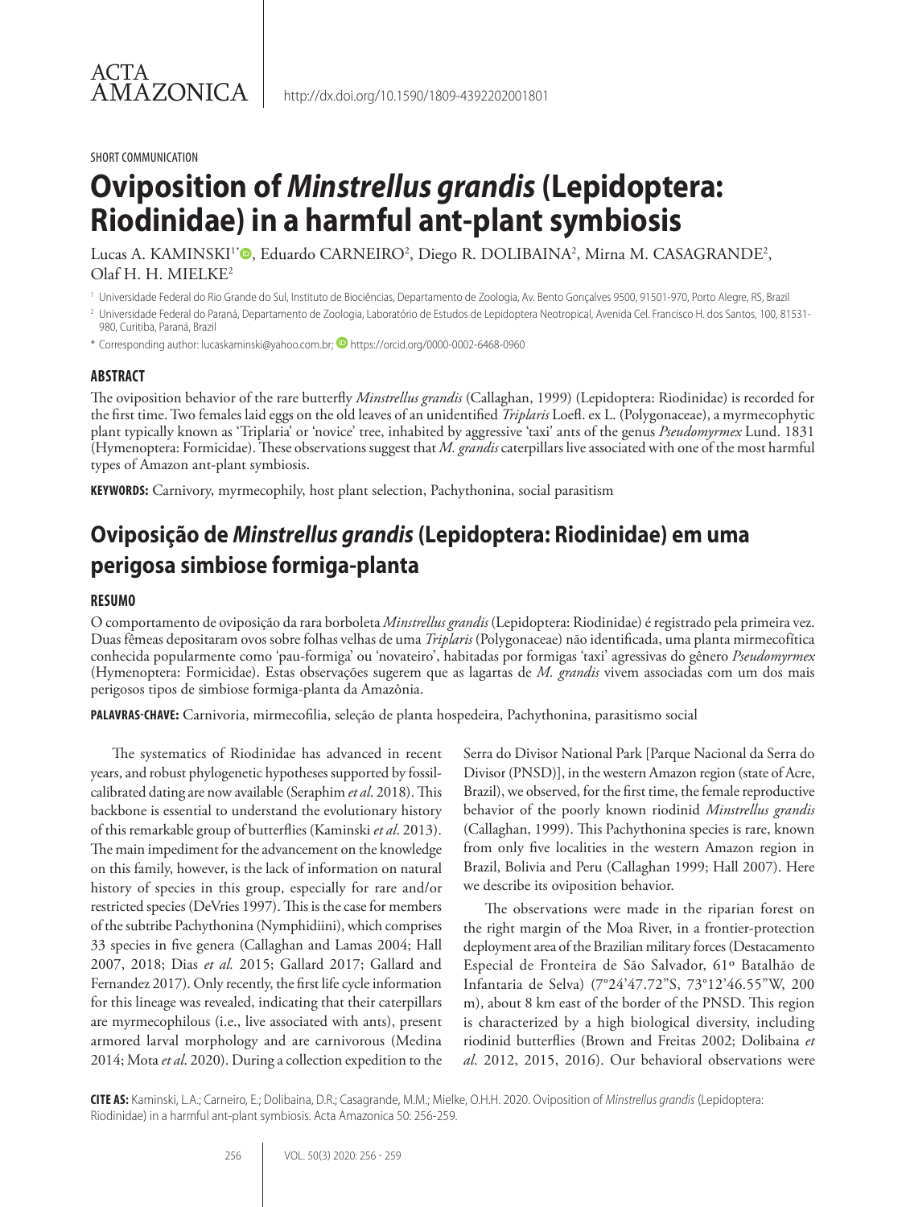ACTA AMAZONICA

http://dx.doi.org/10.1590/1809-4392202001801

SHORT COMMUNICATION

# Oviposition of *Minstrellus grandis* (Lepidoptera: Riodinidae) in a harmful ant-plant symbiosis

Lucas A. KAMINSKI[1*], Eduardo CARNEIRO[2], Diego R. DOLIBAINA[2], Mirna M. CASAGRANDE[2], Olaf H. H. MIELKE[2]

[1] Universidade Federal do Rio Grande do Sul, Instituto de Biociências, Departamento de Zoologia, Av. Bento Gonçalves 9500, 91501-970, Porto Alegre, RS, Brazil

[2] Universidade Federal do Paraná, Departamento de Zoologia, Laboratório de Estudos de Lepidoptera Neotropical, Avenida Cel. Francisco H. dos Santos, 100, 81531-980, Curitiba, Paraná, Brazil

\* Corresponding author: lucaskaminski@yahoo.com.br; https://orcid.org/0000-0002-6468-0960

## ABSTRACT

The oviposition behavior of the rare butterfly *Minstrellus grandis* (Callaghan, 1999) (Lepidoptera: Riodinidae) is recorded for the first time. Two females laid eggs on the old leaves of an unidentified *Triplaris* Loefl. ex L. (Polygonaceae), a myrmecophytic plant typically known as 'Triplaria' or 'novice' tree, inhabited by aggressive 'taxi' ants of the genus *Pseudomyrmex* Lund. 1831 (Hymenoptera: Formicidae). These observations suggest that *M. grandis* caterpillars live associated with one of the most harmful types of Amazon ant-plant symbiosis.

**KEYWORDS:** Carnivory, myrmecophily, host plant selection, Pachythonina, social parasitism

# Oviposição de *Minstrellus grandis* (Lepidoptera: Riodinidae) em uma perigosa simbiose formiga-planta

## RESUMO

O comportamento de oviposição da rara borboleta *Minstrellus grandis* (Lepidoptera: Riodinidae) é registrado pela primeira vez. Duas fêmeas depositaram ovos sobre folhas velhas de uma *Triplaris* (Polygonaceae) não identificada, uma planta mirmecofítica conhecida popularmente como 'pau-formiga' ou 'novateiro', habitadas por formigas 'taxi' agressivas do gênero *Pseudomyrmex* (Hymenoptera: Formicidae). Estas observações sugerem que as lagartas de *M. grandis* vivem associadas com um dos mais perigosos tipos de simbiose formiga-planta da Amazônia.

**PALAVRAS-CHAVE:** Carnivoria, mirmecofilia, seleção de planta hospedeira, Pachythonina, parasitismo social

The systematics of Riodinidae has advanced in recent years, and robust phylogenetic hypotheses supported by fossil-calibrated dating are now available (Seraphim *et al*. 2018). This backbone is essential to understand the evolutionary history of this remarkable group of butterflies (Kaminski *et al*. 2013). The main impediment for the advancement on the knowledge on this family, however, is the lack of information on natural history of species in this group, especially for rare and/or restricted species (DeVries 1997). This is the case for members of the subtribe Pachythonina (Nymphidiini), which comprises 33 species in five genera (Callaghan and Lamas 2004; Hall 2007, 2018; Dias *et al.* 2015; Gallard 2017; Gallard and Fernandez 2017). Only recently, the first life cycle information for this lineage was revealed, indicating that their caterpillars are myrmecophilous (i.e., live associated with ants), present armored larval morphology and are carnivorous (Medina 2014; Mota *et al*. 2020). During a collection expedition to the Serra do Divisor National Park [Parque Nacional da Serra do Divisor (PNSD)], in the western Amazon region (state of Acre, Brazil), we observed, for the first time, the female reproductive behavior of the poorly known riodinid *Minstrellus grandis* (Callaghan, 1999). This Pachythonina species is rare, known from only five localities in the western Amazon region in Brazil, Bolivia and Peru (Callaghan 1999; Hall 2007). Here we describe its oviposition behavior.

The observations were made in the riparian forest on the right margin of the Moa River, in a frontier-protection deployment area of the Brazilian military forces (Destacamento Especial de Fronteira de São Salvador, 61º Batalhão de Infantaria de Selva) (7°24'47.72"S, 73°12'46.55"W, 200 m), about 8 km east of the border of the PNSD. This region is characterized by a high biological diversity, including riodinid butterflies (Brown and Freitas 2002; Dolibaina *et al*. 2012, 2015, 2016). Our behavioral observations were

**CITE AS:** Kaminski, L.A.; Carneiro, E.; Dolibaina, D.R.; Casagrande, M.M.; Mielke, O.H.H. 2020. Oviposition of *Minstrellus grandis* (Lepidoptera: Riodinidae) in a harmful ant-plant symbiosis. Acta Amazonica 50: 256-259.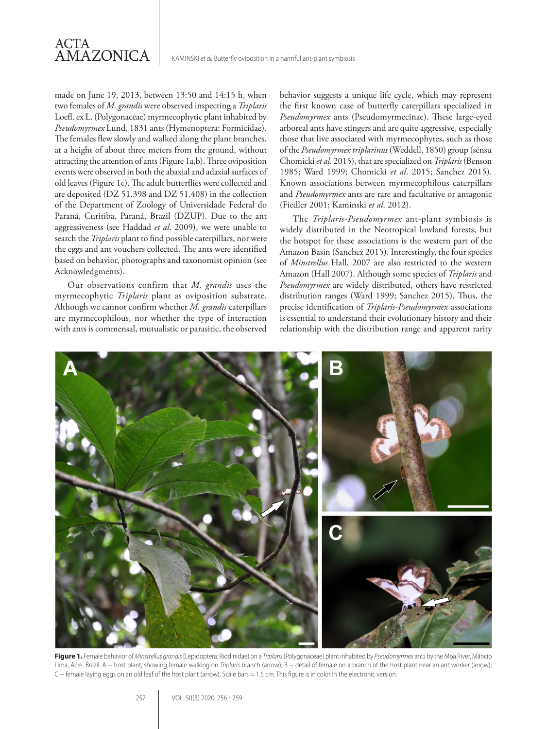made on June 19, 2013, between 13:50 and 14:15 h, when two females of *M. grandis* were observed inspecting a *Triplaris* Loefl. ex L. (Polygonaceae) myrmecophytic plant inhabited by *Pseudomyrmex* Lund, 1831 ants (Hymenoptera: Formicidae). The females flew slowly and walked along the plant branches, at a height of about three meters from the ground, without attracting the attention of ants (Figure 1a,b). Three oviposition events were observed in both the abaxial and adaxial surfaces of old leaves (Figure 1c). The adult butterflies were collected and are deposited (DZ 51.398 and DZ 51.408) in the collection of the Department of Zoology of Universidade Federal do Paraná, Curitiba, Paraná, Brazil (DZUP). Due to the ant aggressiveness (see Haddad *et al*. 2009), we were unable to search the *Triplaris* plant to find possible caterpillars, nor were the eggs and ant vouchers collected. The ants were identified based on behavior, photographs and taxonomist opinion (see Acknowledgments).

Our observations confirm that *M. grandis* uses the myrmecophytic *Triplaris* plant as oviposition substrate. Although we cannot confirm whether *M. grandis* caterpillars are myrmecophilous, nor whether the type of interaction with ants is commensal, mutualistic or parasitic, the observed behavior suggests a unique life cycle, which may represent the first known case of butterfly caterpillars specialized in *Pseudomyrmex* ants (Pseudomyrmecinae). These large-eyed arboreal ants have stingers and are quite aggressive, especially those that live associated with myrmecophytes, such as those of the *Pseudomyrmex triplarinus* (Weddell, 1850) group (sensu Chomicki *et al*. 2015), that are specialized on *Triplaris* (Benson 1985; Ward 1999; Chomicki *et al*. 2015; Sanchez 2015). Known associations between myrmecophilous caterpillars and *Pseudomyrmex* ants are rare and facultative or antagonic (Fiedler 2001; Kaminski *et al*. 2012).

The *Triplaris*-*Pseudomyrmex* ant-plant symbiosis is widely distributed in the Neotropical lowland forests, but the hotspot for these associations is the western part of the Amazon Basin (Sanchez 2015). Interestingly, the four species of *Minstrellus* Hall, 2007 are also restricted to the western Amazon (Hall 2007). Although some species of *Triplaris* and *Pseudomyrmex* are widely distributed, others have restricted distribution ranges (Ward 1999; Sanchez 2015). Thus, the precise identification of *Triplaris*-*Pseudomyrmex* associations is essential to understand their evolutionary history and their relationship with the distribution range and apparent rarity

**Figure 1.** Female behavior of *Minstrellus grandis* (Lepidoptera: Riodinidae) on a *Triplaris* (Polygonaceae) plant inhabited by *Pseudomyrmex* ants by the Moa River, Mâncio Lima, Acre, Brazil. A – host plant, showing female walking on *Triplaris* branch (arrow); B – detail of female on a branch of the host plant near an ant worker (arrow); C – female laying eggs on an old leaf of the host plant (arrow). Scale bars = 1.5 cm. This figure is in color in the electronic version.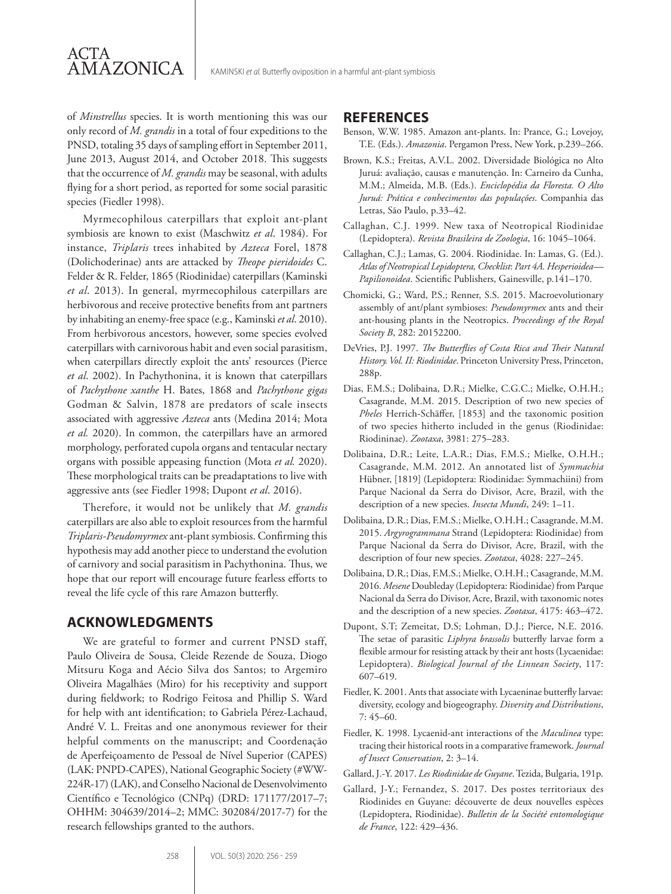of *Minstrellus* species. It is worth mentioning this was our only record of *M. grandis* in a total of four expeditions to the PNSD, totaling 35 days of sampling effort in September 2011, June 2013, August 2014, and October 2018. This suggests that the occurrence of *M. grandis* may be seasonal, with adults flying for a short period, as reported for some social parasitic species (Fiedler 1998).

Myrmecophilous caterpillars that exploit ant-plant symbiosis are known to exist (Maschwitz *et al*. 1984). For instance, *Triplaris* trees inhabited by *Azteca* Forel, 1878 (Dolichoderinae) ants are attacked by *Theope pieridoides* C. Felder & R. Felder, 1865 (Riodinidae) caterpillars (Kaminski *et al*. 2013). In general, myrmecophilous caterpillars are herbivorous and receive protective benefits from ant partners by inhabiting an enemy-free space (e.g., Kaminski *et al*. 2010). From herbivorous ancestors, however, some species evolved caterpillars with carnivorous habit and even social parasitism, when caterpillars directly exploit the ants' resources (Pierce *et al*. 2002). In Pachythonina, it is known that caterpillars of *Pachythone xanthe* H. Bates, 1868 and *Pachythone gigas* Godman & Salvin, 1878 are predators of scale insects associated with aggressive *Azteca* ants (Medina 2014; Mota *et al.* 2020). In common, the caterpillars have an armored morphology, perforated cupola organs and tentacular nectary organs with possible appeasing function (Mota *et al.* 2020). These morphological traits can be preadaptations to live with aggressive ants (see Fiedler 1998; Dupont *et al*. 2016).

Therefore, it would not be unlikely that *M. grandis* caterpillars are also able to exploit resources from the harmful *Triplaris-Pseudomyrmex* ant-plant symbiosis. Confirming this hypothesis may add another piece to understand the evolution of carnivory and social parasitism in Pachythonina. Thus, we hope that our report will encourage future fearless efforts to reveal the life cycle of this rare Amazon butterfly.

## ACKNOWLEDGMENTS

We are grateful to former and current PNSD staff, Paulo Oliveira de Sousa, Cleide Rezende de Souza, Diogo Mitsuru Koga and Aécio Silva dos Santos; to Argemiro Oliveira Magalhães (Miro) for his receptivity and support during fieldwork; to Rodrigo Feitosa and Phillip S. Ward for help with ant identification; to Gabriela Pérez-Lachaud, André V. L. Freitas and one anonymous reviewer for their helpful comments on the manuscript; and Coordenação de Aperfeiçoamento de Pessoal de Nível Superior (CAPES) (LAK: PNPD-CAPES), National Geographic Society (#WW-224R-17) (LAK), and Conselho Nacional de Desenvolvimento Científico e Tecnológico (CNPq) (DRD: 171177/2017–7; OHHM: 304639/2014–2; MMC: 302084/2017-7) for the research fellowships granted to the authors.

## REFERENCES

Benson, W.W. 1985. Amazon ant-plants. In: Prance, G.; Lovejoy, T.E. (Eds.). *Amazonia*. Pergamon Press, New York, p.239–266.

Brown, K.S.; Freitas, A.V.L. 2002. Diversidade Biológica no Alto Juruá: avaliação, causas e manutenção. In: Carneiro da Cunha, M.M.; Almeida, M.B. (Eds.). *Enciclopédia da Floresta. O Alto Juruá: Prática e conhecimentos das populações*. Companhia das Letras, São Paulo, p.33–42.

Callaghan, C.J. 1999. New taxa of Neotropical Riodinidae (Lepidoptera). *Revista Brasileira de Zoologia*, 16: 1045–1064.

Callaghan, C.J.; Lamas, G. 2004. Riodinidae. In: Lamas, G. (Ed.). *Atlas of Neotropical Lepidoptera, Checklist*: *Part 4A. Hesperioidea—Papilionoidea*. Scientific Publishers, Gainesville, p.141–170.

Chomicki, G.; Ward, P.S.; Renner, S.S. 2015. Macroevolutionary assembly of ant/plant symbioses: *Pseudomyrmex* ants and their ant-housing plants in the Neotropics. *Proceedings of the Royal Society B*, 282: 20152200.

DeVries, P.J. 1997. *The Butterflies of Costa Rica and Their Natural History. Vol. II: Riodinidae*. Princeton University Press, Princeton, 288p.

Dias, F.M.S.; Dolibaina, D.R.; Mielke, C.G.C.; Mielke, O.H.H.; Casagrande, M.M. 2015. Description of two new species of *Pheles* Herrich-Schäffer, [1853] and the taxonomic position of two species hitherto included in the genus (Riodinidae: Riodininae). *Zootaxa*, 3981: 275–283.

Dolibaina, D.R.; Leite, L.A.R.; Dias, F.M.S.; Mielke, O.H.H.; Casagrande, M.M. 2012. An annotated list of *Symmachia* Hübner, [1819] (Lepidoptera: Riodinidae: Symmachiini) from Parque Nacional da Serra do Divisor, Acre, Brazil, with the description of a new species. *Insecta Mundi*, 249: 1–11.

Dolibaina, D.R.; Dias, F.M.S.; Mielke, O.H.H.; Casagrande, M.M. 2015. *Argyrogrammana* Strand (Lepidoptera: Riodinidae) from Parque Nacional da Serra do Divisor, Acre, Brazil, with the description of four new species. *Zootaxa*, 4028: 227–245.

Dolibaina, D.R.; Dias, F.M.S.; Mielke, O.H.H.; Casagrande, M.M. 2016. *Mesene* Doubleday (Lepidoptera: Riodinidae) from Parque Nacional da Serra do Divisor, Acre, Brazil, with taxonomic notes and the description of a new species. *Zootaxa*, 4175: 463–472.

Dupont, S.T; Zemeitat, D.S; Lohman, D.J.; Pierce, N.E. 2016. The setae of parasitic *Liphyra brassolis* butterfly larvae form a flexible armour for resisting attack by their ant hosts (Lycaenidae: Lepidoptera). *Biological Journal of the Linnean Society*, 117: 607–619.

Fiedler, K. 2001. Ants that associate with Lycaeninae butterfly larvae: diversity, ecology and biogeography. *Diversity and Distributions*, 7: 45–60.

Fiedler, K. 1998. Lycaenid-ant interactions of the *Maculinea* type: tracing their historical roots in a comparative framework. *Journal of Insect Conservation*, 2: 3–14.

Gallard, J.-Y. 2017. *Les Riodinidae de Guyane*. Tezida, Bulgaria, 191p.

Gallard, J-Y.; Fernandez, S. 2017. Des postes territoriaux des Riodinides en Guyane: découverte de deux nouvelles espèces (Lepidoptera, Riodinidae). *Bulletin de la Société entomologique de France*, 122: 429–436.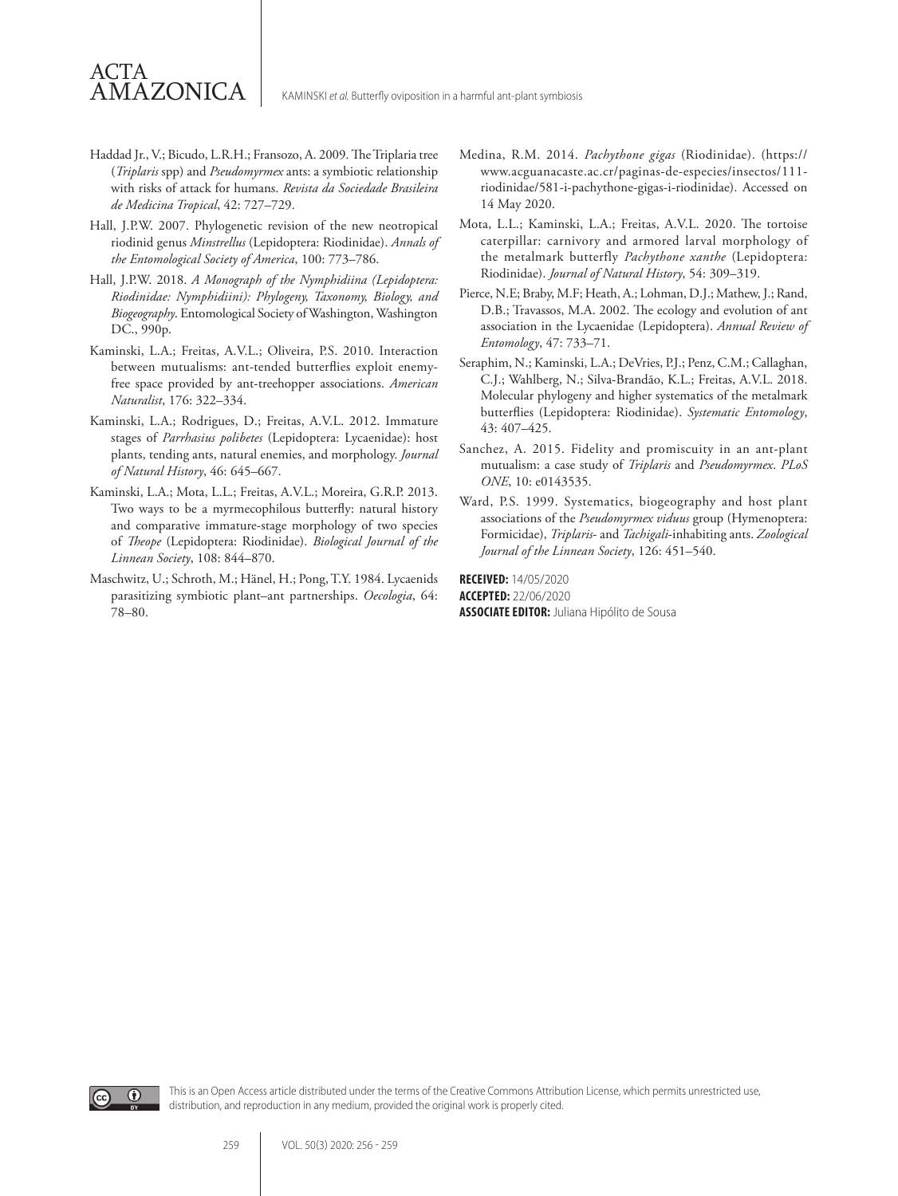Haddad Jr., V.; Bicudo, L.R.H.; Fransozo, A. 2009. The Triplaria tree (*Triplaris* spp) and *Pseudomyrmex* ants: a symbiotic relationship with risks of attack for humans. *Revista da Sociedade Brasileira de Medicina Tropical*, 42: 727–729.

Hall, J.P.W. 2007. Phylogenetic revision of the new neotropical riodinid genus *Minstrellus* (Lepidoptera: Riodinidae). *Annals of the Entomological Society of America*, 100: 773–786.

Hall, J.P.W. 2018. *A Monograph of the Nymphidiina (Lepidoptera: Riodinidae: Nymphidiini): Phylogeny, Taxonomy, Biology, and Biogeography*. Entomological Society of Washington, Washington DC., 990p.

Kaminski, L.A.; Freitas, A.V.L.; Oliveira, P.S. 2010. Interaction between mutualisms: ant-tended butterflies exploit enemy-free space provided by ant-treehopper associations. *American Naturalist*, 176: 322–334.

Kaminski, L.A.; Rodrigues, D.; Freitas, A.V.L. 2012. Immature stages of *Parrhasius polibetes* (Lepidoptera: Lycaenidae): host plants, tending ants, natural enemies, and morphology. *Journal of Natural History*, 46: 645–667.

Kaminski, L.A.; Mota, L.L.; Freitas, A.V.L.; Moreira, G.R.P. 2013. Two ways to be a myrmecophilous butterfly: natural history and comparative immature-stage morphology of two species of *Theope* (Lepidoptera: Riodinidae). *Biological Journal of the Linnean Society*, 108: 844–870.

Maschwitz, U.; Schroth, M.; Hänel, H.; Pong, T.Y. 1984. Lycaenids parasitizing symbiotic plant–ant partnerships. *Oecologia*, 64: 78–80.

Medina, R.M. 2014. *Pachythone gigas* (Riodinidae). (https://www.acguanacaste.ac.cr/paginas-de-especies/insectos/111-riodinidae/581-i-pachythone-gigas-i-riodinidae). Accessed on 14 May 2020.

Mota, L.L.; Kaminski, L.A.; Freitas, A.V.L. 2020. The tortoise caterpillar: carnivory and armored larval morphology of the metalmark butterfly *Pachythone xanthe* (Lepidoptera: Riodinidae). *Journal of Natural History*, 54: 309–319.

Pierce, N.E; Braby, M.F; Heath, A.; Lohman, D.J.; Mathew, J.; Rand, D.B.; Travassos, M.A. 2002. The ecology and evolution of ant association in the Lycaenidae (Lepidoptera). *Annual Review of Entomology*, 47: 733–71.

Seraphim, N.; Kaminski, L.A.; DeVries, P.J.; Penz, C.M.; Callaghan, C.J.; Wahlberg, N.; Silva-Brandão, K.L.; Freitas, A.V.L. 2018. Molecular phylogeny and higher systematics of the metalmark butterflies (Lepidoptera: Riodinidae). *Systematic Entomology*, 43: 407–425.

Sanchez, A. 2015. Fidelity and promiscuity in an ant-plant mutualism: a case study of *Triplaris* and *Pseudomyrmex*. *PLoS ONE*, 10: e0143535.

Ward, P.S. 1999. Systematics, biogeography and host plant associations of the *Pseudomyrmex viduus* group (Hymenoptera: Formicidae), *Triplaris*- and *Tachigali*-inhabiting ants. *Zoological Journal of the Linnean Society*, 126: 451–540.

**RECEIVED:** 14/05/2020
**ACCEPTED:** 22/06/2020
**ASSOCIATE EDITOR:** Juliana Hipólito de Sousa

This is an Open Access article distributed under the terms of the Creative Commons Attribution License, which permits unrestricted use, distribution, and reproduction in any medium, provided the original work is properly cited.